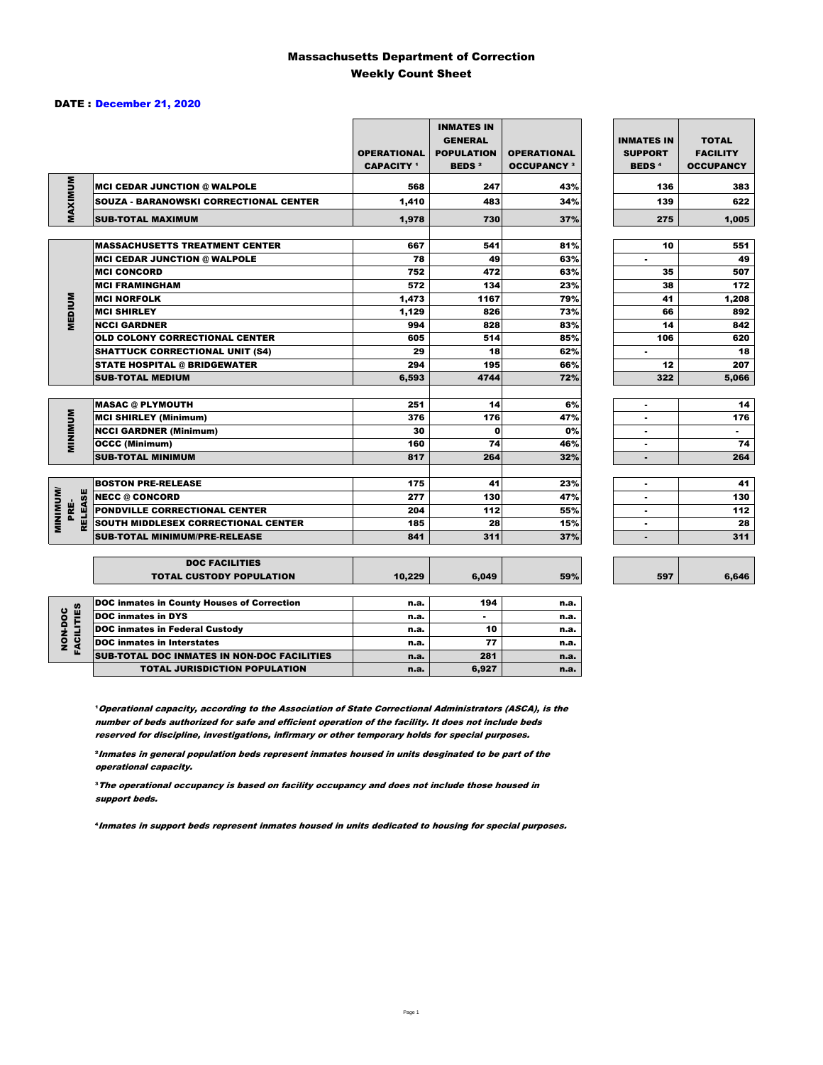# Massachusetts Department of Correction
## Weekly Count Sheet

**DATE : December 21, 2020**

| | | OPERATIONAL CAPACITY [1] | INMATES IN GENERAL POPULATION BEDS [2] | OPERATIONAL OCCUPANCY [3] | INMATES IN SUPPORT BEDS [4] | TOTAL FACILITY OCCUPANCY |
|---|---|---|---|---|---|---|
| MAXIMUM | MCI CEDAR JUNCTION @ WALPOLE | 568 | 247 | 43% | 136 | 383 |
| | SOUZA - BARANOWSKI CORRECTIONAL CENTER | 1,410 | 483 | 34% | 139 | 622 |
| | SUB-TOTAL MAXIMUM | 1,978 | 730 | 37% | 275 | 1,005 |
| MEDIUM | MASSACHUSETTS TREATMENT CENTER | 667 | 541 | 81% | 10 | 551 |
| | MCI CEDAR JUNCTION @ WALPOLE | 78 | 49 | 63% | - | 49 |
| | MCI CONCORD | 752 | 472 | 63% | 35 | 507 |
| | MCI FRAMINGHAM | 572 | 134 | 23% | 38 | 172 |
| | MCI NORFOLK | 1,473 | 1167 | 79% | 41 | 1,208 |
| | MCI SHIRLEY | 1,129 | 826 | 73% | 66 | 892 |
| | NCCI GARDNER | 994 | 828 | 83% | 14 | 842 |
| | OLD COLONY CORRECTIONAL CENTER | 605 | 514 | 85% | 106 | 620 |
| | SHATTUCK CORRECTIONAL UNIT (S4) | 29 | 18 | 62% | - | 18 |
| | STATE HOSPITAL @ BRIDGEWATER | 294 | 195 | 66% | 12 | 207 |
| | SUB-TOTAL MEDIUM | 6,593 | 4744 | 72% | 322 | 5,066 |
| MINIMUM | MASAC @ PLYMOUTH | 251 | 14 | 6% | - | 14 |
| | MCI SHIRLEY (Minimum) | 376 | 176 | 47% | - | 176 |
| | NCCI GARDNER (Minimum) | 30 | 0 | 0% | - | - |
| | OCCC (Minimum) | 160 | 74 | 46% | - | 74 |
| | SUB-TOTAL MINIMUM | 817 | 264 | 32% | - | 264 |
| MINIMUM/ PRE-RELEASE | BOSTON PRE-RELEASE | 175 | 41 | 23% | - | 41 |
| | NECC @ CONCORD | 277 | 130 | 47% | - | 130 |
| | PONDVILLE CORRECTIONAL CENTER | 204 | 112 | 55% | - | 112 |
| | SOUTH MIDDLESEX CORRECTIONAL CENTER | 185 | 28 | 15% | - | 28 |
| | SUB-TOTAL MINIMUM/PRE-RELEASE | 841 | 311 | 37% | - | 311 |
| | DOC FACILITIES TOTAL CUSTODY POPULATION | 10,229 | 6,049 | 59% | 597 | 6,646 |
| NON-DOC FACILITIES | DOC inmates in County Houses of Correction | n.a. | 194 | n.a. | | |
| | DOC inmates in DYS | n.a. | - | n.a. | | |
| | DOC inmates in Federal Custody | n.a. | 10 | n.a. | | |
| | DOC inmates in Interstates | n.a. | 77 | n.a. | | |
| | SUB-TOTAL DOC INMATES IN NON-DOC FACILITIES | n.a. | 281 | n.a. | | |
| | TOTAL JURISDICTION POPULATION | n.a. | 6,927 | n.a. | | |

[1] *Operational capacity, according to the Association of State Correctional Administrators (ASCA), is the number of beds authorized for safe and efficient operation of the facility. It does not include beds reserved for discipline, investigations, infirmary or other temporary holds for special purposes.*

[2] *Inmates in general population beds represent inmates housed in units desginated to be part of the operational capacity.*

[3] *The operational occupancy is based on facility occupancy and does not include those housed in support beds.*

[4] *Inmates in support beds represent inmates housed in units dedicated to housing for special purposes.*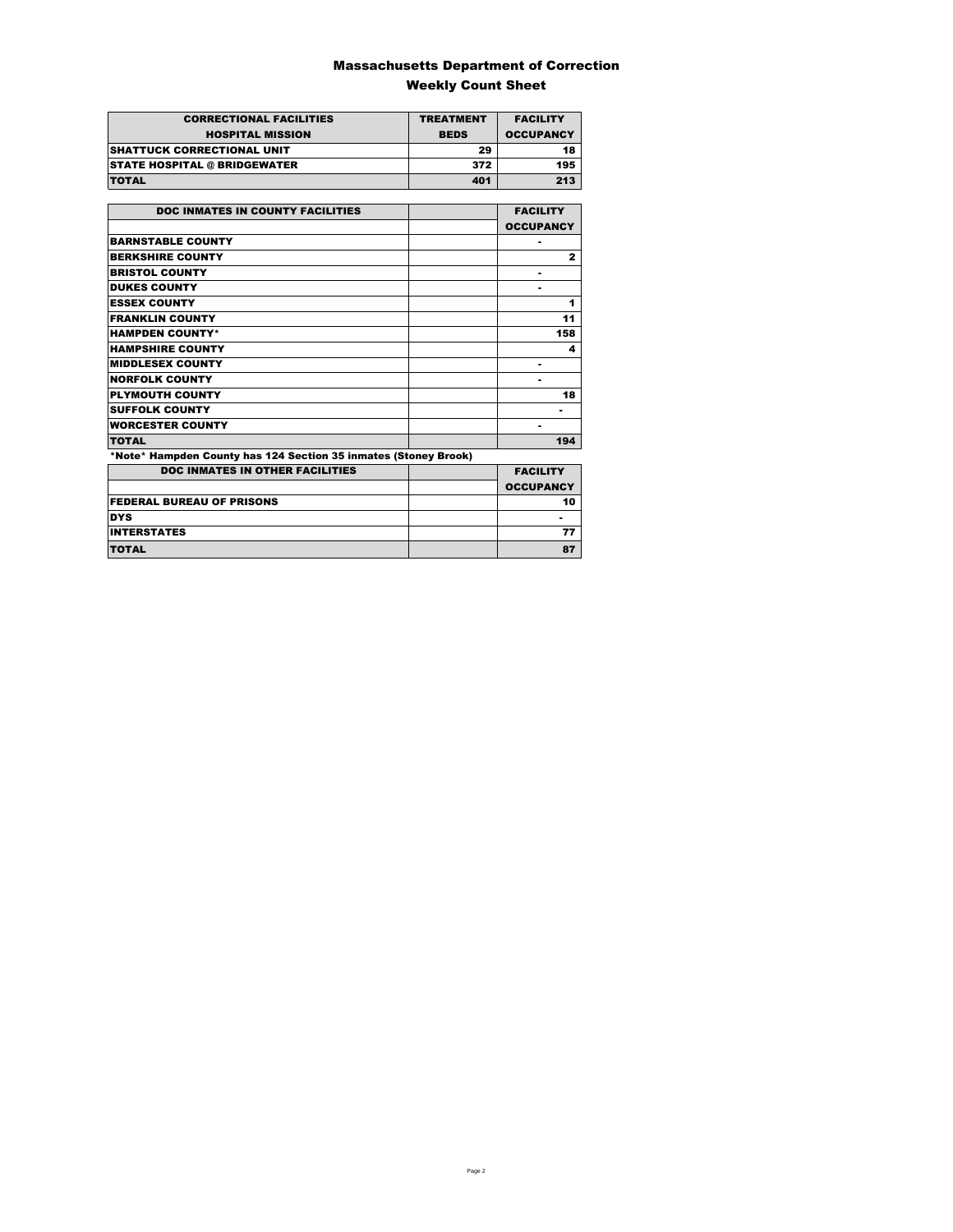# Massachusetts Department of Correction

## Weekly Count Sheet

| CORRECTIONAL FACILITIES<br>HOSPITAL MISSION | TREATMENT<br>BEDS | FACILITY<br>OCCUPANCY |
|---|---|---|
| SHATTUCK CORRECTIONAL UNIT | 29 | 18 |
| STATE HOSPITAL @ BRIDGEWATER | 372 | 195 |
| TOTAL | 401 | 213 |

| DOC INMATES IN COUNTY FACILITIES | | FACILITY<br>OCCUPANCY |
|---|---|---|
| BARNSTABLE COUNTY | | - |
| BERKSHIRE COUNTY | | 2 |
| BRISTOL COUNTY | | - |
| DUKES COUNTY | | - |
| ESSEX COUNTY | | 1 |
| FRANKLIN COUNTY | | 11 |
| HAMPDEN COUNTY* | | 158 |
| HAMPSHIRE COUNTY | | 4 |
| MIDDLESEX COUNTY | | - |
| NORFOLK COUNTY | | - |
| PLYMOUTH COUNTY | | 18 |
| SUFFOLK COUNTY | | - |
| WORCESTER COUNTY | | - |
| TOTAL | | 194 |

*Note* Hampden County has 124 Section 35 inmates (Stoney Brook)

| DOC INMATES IN OTHER FACILITIES | | FACILITY<br>OCCUPANCY |
|---|---|---|
| FEDERAL BUREAU OF PRISONS | | 10 |
| DYS | | - |
| INTERSTATES | | 77 |
| TOTAL | | 87 |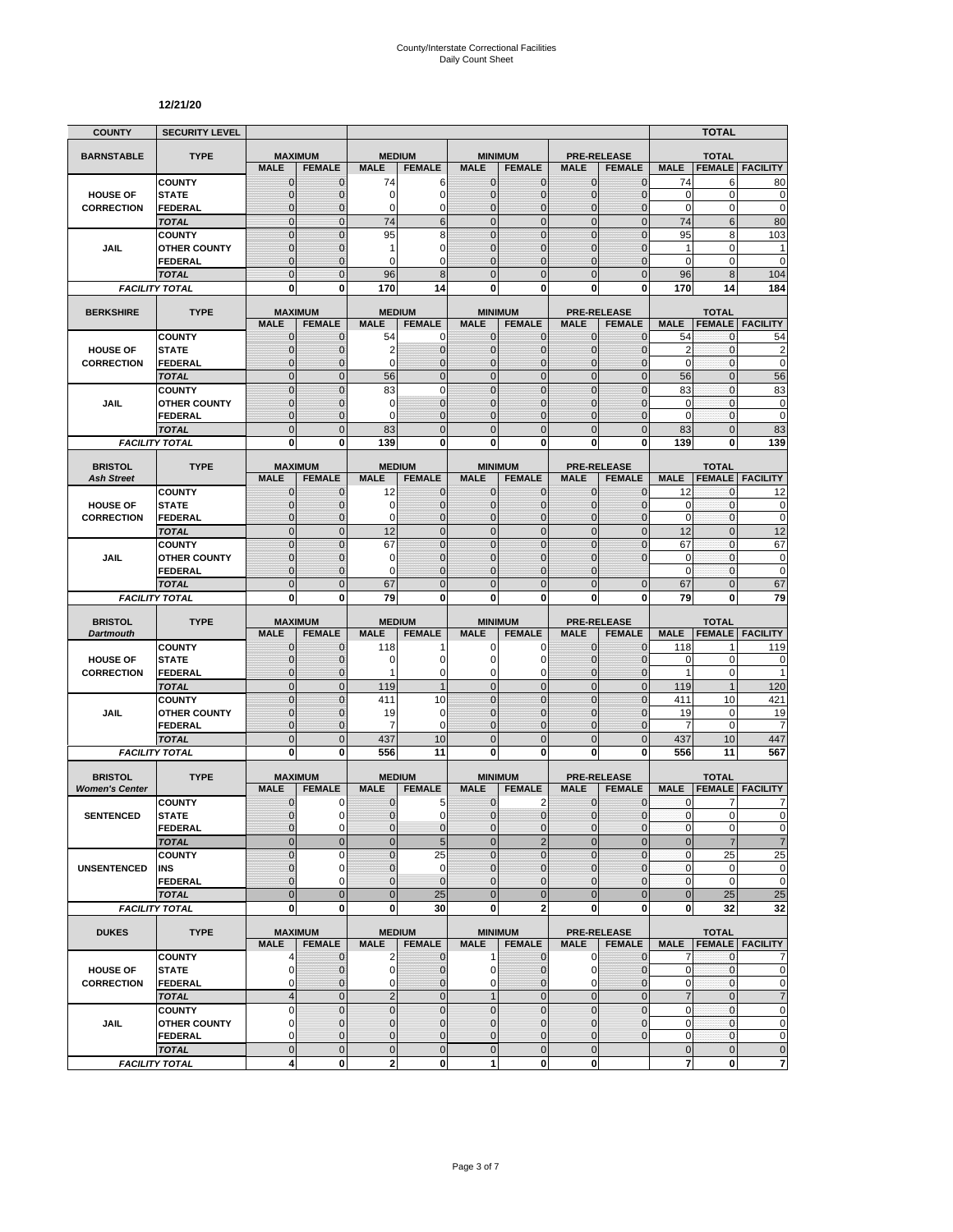# County/Interstate Correctional Facilities
## Daily Count Sheet

**12/21/20**

| COUNTY | SECURITY LEVEL | | | | | | | | | | TOTAL | |
|---|---|---|---|---|---|---|---|---|---|---|---|---|
| **BARNSTABLE** | **TYPE** | **MAXIMUM** | | **MEDIUM** | | **MINIMUM** | | **PRE-RELEASE** | | **TOTAL** | | |
| | | **MALE** | **FEMALE** | **MALE** | **FEMALE** | **MALE** | **FEMALE** | **MALE** | **FEMALE** | **MALE** | **FEMALE** | **FACILITY** |
| **HOUSE OF CORRECTION** | COUNTY | 0 | 0 | 74 | 6 | 0 | 0 | 0 | 0 | 74 | 6 | 80 |
| | STATE | 0 | 0 | 0 | 0 | 0 | 0 | 0 | 0 | 0 | 0 | 0 |
| | FEDERAL | 0 | 0 | 0 | 0 | 0 | 0 | 0 | 0 | 0 | 0 | 0 |
| | *TOTAL* | 0 | 0 | 74 | 6 | 0 | 0 | 0 | 0 | 74 | 6 | 80 |
| **JAIL** | COUNTY | 0 | 0 | 95 | 8 | 0 | 0 | 0 | 0 | 95 | 8 | 103 |
| | OTHER COUNTY | 0 | 0 | 1 | 0 | 0 | 0 | 0 | 0 | 1 | 0 | 1 |
| | FEDERAL | 0 | 0 | 0 | 0 | 0 | 0 | 0 | 0 | 0 | 0 | 0 |
| | *TOTAL* | 0 | 0 | 96 | 8 | 0 | 0 | 0 | 0 | 96 | 8 | 104 |
| *FACILITY TOTAL* | | **0** | **0** | **170** | **14** | **0** | **0** | **0** | **0** | **170** | **14** | **184** |
| **BERKSHIRE** | **TYPE** | **MAXIMUM** | | **MEDIUM** | | **MINIMUM** | | **PRE-RELEASE** | | **TOTAL** | | |
| | | **MALE** | **FEMALE** | **MALE** | **FEMALE** | **MALE** | **FEMALE** | **MALE** | **FEMALE** | **MALE** | **FEMALE** | **FACILITY** |
| **HOUSE OF CORRECTION** | COUNTY | 0 | 0 | 54 | 0 | 0 | 0 | 0 | 0 | 54 | 0 | 54 |
| | STATE | 0 | 0 | 2 | 0 | 0 | 0 | 0 | 0 | 2 | 0 | 2 |
| | FEDERAL | 0 | 0 | 0 | 0 | 0 | 0 | 0 | 0 | 0 | 0 | 0 |
| | *TOTAL* | 0 | 0 | 56 | 0 | 0 | 0 | 0 | 0 | 56 | 0 | 56 |
| **JAIL** | COUNTY | 0 | 0 | 83 | 0 | 0 | 0 | 0 | 0 | 83 | 0 | 83 |
| | OTHER COUNTY | 0 | 0 | 0 | 0 | 0 | 0 | 0 | 0 | 0 | 0 | 0 |
| | FEDERAL | 0 | 0 | 0 | 0 | 0 | 0 | 0 | 0 | 0 | 0 | 0 |
| | *TOTAL* | 0 | 0 | 83 | 0 | 0 | 0 | 0 | 0 | 83 | 0 | 83 |
| *FACILITY TOTAL* | | **0** | **0** | **139** | **0** | **0** | **0** | **0** | **0** | **139** | **0** | **139** |
| **BRISTOL** *Ash Street* | **TYPE** | **MAXIMUM** | | **MEDIUM** | | **MINIMUM** | | **PRE-RELEASE** | | **TOTAL** | | |
| | | **MALE** | **FEMALE** | **MALE** | **FEMALE** | **MALE** | **FEMALE** | **MALE** | **FEMALE** | **MALE** | **FEMALE** | **FACILITY** |
| **HOUSE OF CORRECTION** | COUNTY | 0 | 0 | 12 | 0 | 0 | 0 | 0 | 0 | 12 | 0 | 12 |
| | STATE | 0 | 0 | 0 | 0 | 0 | 0 | 0 | 0 | 0 | 0 | 0 |
| | FEDERAL | 0 | 0 | 0 | 0 | 0 | 0 | 0 | 0 | 0 | 0 | 0 |
| | *TOTAL* | 0 | 0 | 12 | 0 | 0 | 0 | 0 | 0 | 12 | 0 | 12 |
| **JAIL** | COUNTY | 0 | 0 | 67 | 0 | 0 | 0 | 0 | 0 | 67 | 0 | 67 |
| | OTHER COUNTY | 0 | 0 | 0 | 0 | 0 | 0 | 0 | 0 | 0 | 0 | 0 |
| | FEDERAL | 0 | 0 | 0 | 0 | 0 | 0 | 0 | | 0 | 0 | 0 |
| | *TOTAL* | 0 | 0 | 67 | 0 | 0 | 0 | 0 | 0 | 67 | 0 | 67 |
| *FACILITY TOTAL* | | **0** | **0** | **79** | **0** | **0** | **0** | **0** | **0** | **79** | **0** | **79** |
| **BRISTOL** *Dartmouth* | **TYPE** | **MAXIMUM** | | **MEDIUM** | | **MINIMUM** | | **PRE-RELEASE** | | **TOTAL** | | |
| | | **MALE** | **FEMALE** | **MALE** | **FEMALE** | **MALE** | **FEMALE** | **MALE** | **FEMALE** | **MALE** | **FEMALE** | **FACILITY** |
| **HOUSE OF CORRECTION** | COUNTY | 0 | 0 | 118 | 1 | 0 | 0 | 0 | 0 | 118 | 1 | 119 |
| | STATE | 0 | 0 | 0 | 0 | 0 | 0 | 0 | 0 | 0 | 0 | 0 |
| | FEDERAL | 0 | 0 | 1 | 0 | 0 | 0 | 0 | 0 | 1 | 0 | 1 |
| | *TOTAL* | 0 | 0 | 119 | 1 | 0 | 0 | 0 | 0 | 119 | 1 | 120 |
| **JAIL** | COUNTY | 0 | 0 | 411 | 10 | 0 | 0 | 0 | 0 | 411 | 10 | 421 |
| | OTHER COUNTY | 0 | 0 | 19 | 0 | 0 | 0 | 0 | 0 | 19 | 0 | 19 |
| | FEDERAL | 0 | 0 | 7 | 0 | 0 | 0 | 0 | 0 | 7 | 0 | 7 |
| | *TOTAL* | 0 | 0 | 437 | 10 | 0 | 0 | 0 | 0 | 437 | 10 | 447 |
| *FACILITY TOTAL* | | **0** | **0** | **556** | **11** | **0** | **0** | **0** | **0** | **556** | **11** | **567** |
| **BRISTOL** *Women's Center* | **TYPE** | **MAXIMUM** | | **MEDIUM** | | **MINIMUM** | | **PRE-RELEASE** | | **TOTAL** | | |
| | | **MALE** | **FEMALE** | **MALE** | **FEMALE** | **MALE** | **FEMALE** | **MALE** | **FEMALE** | **MALE** | **FEMALE** | **FACILITY** |
| **SENTENCED** | COUNTY | 0 | 0 | 0 | 5 | 0 | 2 | 0 | 0 | 0 | 7 | 7 |
| | STATE | 0 | 0 | 0 | 0 | 0 | 0 | 0 | 0 | 0 | 0 | 0 |
| | FEDERAL | 0 | 0 | 0 | 0 | 0 | 0 | 0 | 0 | 0 | 0 | 0 |
| | *TOTAL* | 0 | 0 | 0 | 5 | 0 | 2 | 0 | 0 | 0 | 7 | 7 |
| **UNSENTENCED** | COUNTY | 0 | 0 | 0 | 25 | 0 | 0 | 0 | 0 | 0 | 25 | 25 |
| | INS | 0 | 0 | 0 | 0 | 0 | 0 | 0 | 0 | 0 | 0 | 0 |
| | FEDERAL | 0 | 0 | 0 | 0 | 0 | 0 | 0 | 0 | 0 | 0 | 0 |
| | *TOTAL* | 0 | 0 | 0 | 25 | 0 | 0 | 0 | 0 | 0 | 25 | 25 |
| *FACILITY TOTAL* | | **0** | **0** | **0** | **30** | **0** | **2** | **0** | **0** | **0** | **32** | **32** |
| **DUKES** | **TYPE** | **MAXIMUM** | | **MEDIUM** | | **MINIMUM** | | **PRE-RELEASE** | | **TOTAL** | | |
| | | **MALE** | **FEMALE** | **MALE** | **FEMALE** | **MALE** | **FEMALE** | **MALE** | **FEMALE** | **MALE** | **FEMALE** | **FACILITY** |
| **HOUSE OF CORRECTION** | COUNTY | 4 | 0 | 2 | 0 | 1 | 0 | 0 | 0 | 7 | 0 | 7 |
| | STATE | 0 | 0 | 0 | 0 | 0 | 0 | 0 | 0 | 0 | 0 | 0 |
| | FEDERAL | 0 | 0 | 0 | 0 | 0 | 0 | 0 | 0 | 0 | 0 | 0 |
| | *TOTAL* | 4 | 0 | 2 | 0 | 1 | 0 | 0 | 0 | 7 | 0 | 7 |
| **JAIL** | COUNTY | 0 | 0 | 0 | 0 | 0 | 0 | 0 | 0 | 0 | 0 | 0 |
| | OTHER COUNTY | 0 | 0 | 0 | 0 | 0 | 0 | 0 | 0 | 0 | 0 | 0 |
| | FEDERAL | 0 | 0 | 0 | 0 | 0 | 0 | 0 | 0 | 0 | 0 | 0 |
| | *TOTAL* | 0 | 0 | 0 | 0 | 0 | 0 | 0 | | 0 | 0 | 0 |
| *FACILITY TOTAL* | | **4** | **0** | **2** | **0** | **1** | **0** | **0** | | **7** | **0** | **7** |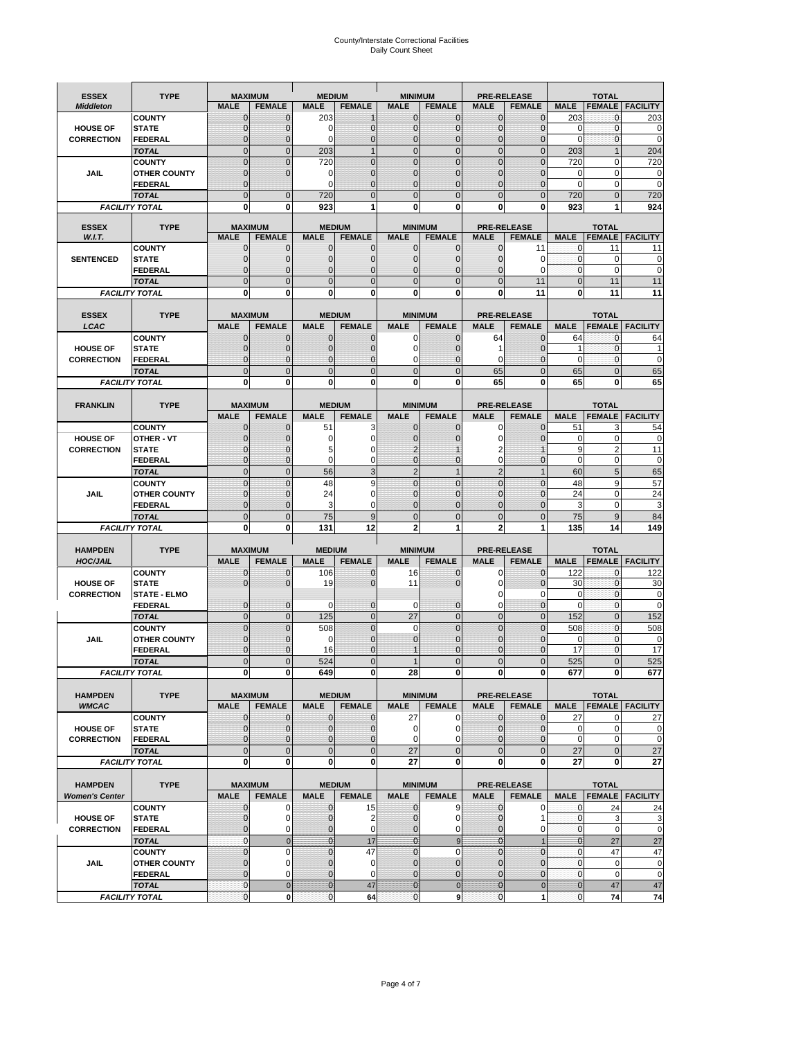# County/Interstate Correctional Facilities
# Daily Count Sheet

| ESSEX *Middleton* | TYPE | MAXIMUM | | MEDIUM | | MINIMUM | | PRE-RELEASE | | TOTAL | | |
|---|---|---|---|---|---|---|---|---|---|---|---|---|
| | | MALE | FEMALE | MALE | FEMALE | MALE | FEMALE | MALE | FEMALE | MALE | FEMALE | FACILITY |
| HOUSE OF CORRECTION | COUNTY | 0 | 0 | 203 | 1 | 0 | 0 | 0 | 0 | 203 | 0 | 203 |
| | STATE | 0 | 0 | 0 | 0 | 0 | 0 | 0 | 0 | 0 | 0 | 0 |
| | FEDERAL | 0 | 0 | 0 | 0 | 0 | 0 | 0 | 0 | 0 | 0 | 0 |
| | TOTAL | 0 | 0 | 203 | 1 | 0 | 0 | 0 | 0 | 203 | 1 | 204 |
| JAIL | COUNTY | 0 | 0 | 720 | 0 | 0 | 0 | 0 | 0 | 720 | 0 | 720 |
| | OTHER COUNTY | 0 | 0 | 0 | 0 | 0 | 0 | 0 | 0 | 0 | 0 | 0 |
| | FEDERAL | 0 | | 0 | 0 | 0 | 0 | 0 | 0 | 0 | 0 | 0 |
| | TOTAL | 0 | 0 | 720 | 0 | 0 | 0 | 0 | 0 | 720 | 0 | 720 |
| FACILITY TOTAL | | 0 | 0 | 923 | 1 | 0 | 0 | 0 | 0 | 923 | 1 | 924 |

| ESSEX *W.I.T.* | TYPE | MAXIMUM | | MEDIUM | | MINIMUM | | PRE-RELEASE | | TOTAL | | |
|---|---|---|---|---|---|---|---|---|---|---|---|---|
| | | MALE | FEMALE | MALE | FEMALE | MALE | FEMALE | MALE | FEMALE | MALE | FEMALE | FACILITY |
| SENTENCED | COUNTY | 0 | 0 | 0 | 0 | 0 | 0 | 0 | 11 | 0 | 11 | 11 |
| | STATE | 0 | 0 | 0 | 0 | 0 | 0 | 0 | 0 | 0 | 0 | 0 |
| | FEDERAL | 0 | 0 | 0 | 0 | 0 | 0 | 0 | 0 | 0 | 0 | 0 |
| | TOTAL | 0 | 0 | 0 | 0 | 0 | 0 | 0 | 11 | 0 | 11 | 11 |
| FACILITY TOTAL | | 0 | 0 | 0 | 0 | 0 | 0 | 0 | 11 | 0 | 11 | 11 |

| ESSEX *LCAC* | TYPE | MAXIMUM | | MEDIUM | | MINIMUM | | PRE-RELEASE | | TOTAL | | |
|---|---|---|---|---|---|---|---|---|---|---|---|---|
| | | MALE | FEMALE | MALE | FEMALE | MALE | FEMALE | MALE | FEMALE | MALE | FEMALE | FACILITY |
| HOUSE OF CORRECTION | COUNTY | 0 | 0 | 0 | 0 | 0 | 0 | 64 | 0 | 64 | 0 | 64 |
| | STATE | 0 | 0 | 0 | 0 | 0 | 0 | 1 | 0 | 1 | 0 | 1 |
| | FEDERAL | 0 | 0 | 0 | 0 | 0 | 0 | 0 | 0 | 0 | 0 | 0 |
| | TOTAL | 0 | 0 | 0 | 0 | 0 | 0 | 65 | 0 | 65 | 0 | 65 |
| FACILITY TOTAL | | 0 | 0 | 0 | 0 | 0 | 0 | 65 | 0 | 65 | 0 | 65 |

| FRANKLIN | TYPE | MAXIMUM | | MEDIUM | | MINIMUM | | PRE-RELEASE | | TOTAL | | |
|---|---|---|---|---|---|---|---|---|---|---|---|---|
| | | MALE | FEMALE | MALE | FEMALE | MALE | FEMALE | MALE | FEMALE | MALE | FEMALE | FACILITY |
| HOUSE OF CORRECTION | COUNTY | 0 | 0 | 51 | 3 | 0 | 0 | 0 | 0 | 51 | 3 | 54 |
| | OTHER - VT | 0 | 0 | 0 | 0 | 0 | 0 | 0 | 0 | 0 | 0 | 0 |
| | STATE | 0 | 0 | 5 | 0 | 2 | 1 | 2 | 1 | 9 | 2 | 11 |
| | FEDERAL | 0 | 0 | 0 | 0 | 0 | 0 | 0 | 0 | 0 | 0 | 0 |
| | TOTAL | 0 | 0 | 56 | 3 | 2 | 1 | 2 | 1 | 60 | 5 | 65 |
| JAIL | COUNTY | 0 | 0 | 48 | 9 | 0 | 0 | 0 | 0 | 48 | 9 | 57 |
| | OTHER COUNTY | 0 | 0 | 24 | 0 | 0 | 0 | 0 | 0 | 24 | 0 | 24 |
| | FEDERAL | 0 | 0 | 3 | 0 | 0 | 0 | 0 | 0 | 3 | 0 | 3 |
| | TOTAL | 0 | 0 | 75 | 9 | 0 | 0 | 0 | 0 | 75 | 9 | 84 |
| FACILITY TOTAL | | 0 | 0 | 131 | 12 | 2 | 1 | 2 | 1 | 135 | 14 | 149 |

| HAMPDEN *HOC/JAIL* | TYPE | MAXIMUM | | MEDIUM | | MINIMUM | | PRE-RELEASE | | TOTAL | | |
|---|---|---|---|---|---|---|---|---|---|---|---|---|
| | | MALE | FEMALE | MALE | FEMALE | MALE | FEMALE | MALE | FEMALE | MALE | FEMALE | FACILITY |
| HOUSE OF CORRECTION | COUNTY | 0 | 0 | 106 | 0 | 16 | 0 | 0 | 0 | 122 | 0 | 122 |
| | STATE | 0 | 0 | 19 | 0 | 11 | 0 | 0 | 0 | 30 | 0 | 30 |
| | STATE - ELMO | | | | | | | 0 | 0 | 0 | 0 | 0 |
| | FEDERAL | 0 | 0 | 0 | 0 | 0 | 0 | 0 | 0 | 0 | 0 | 0 |
| | TOTAL | 0 | 0 | 125 | 0 | 27 | 0 | 0 | 0 | 152 | 0 | 152 |
| JAIL | COUNTY | 0 | 0 | 508 | 0 | 0 | 0 | 0 | 0 | 508 | 0 | 508 |
| | OTHER COUNTY | 0 | 0 | 0 | 0 | 0 | 0 | 0 | 0 | 0 | 0 | 0 |
| | FEDERAL | 0 | 0 | 16 | 0 | 1 | 0 | 0 | 0 | 17 | 0 | 17 |
| | TOTAL | 0 | 0 | 524 | 0 | 1 | 0 | 0 | 0 | 525 | 0 | 525 |
| FACILITY TOTAL | | 0 | 0 | 649 | 0 | 28 | 0 | 0 | 0 | 677 | 0 | 677 |

| HAMPDEN *WMCAC* | TYPE | MAXIMUM | | MEDIUM | | MINIMUM | | PRE-RELEASE | | TOTAL | | |
|---|---|---|---|---|---|---|---|---|---|---|---|---|
| | | MALE | FEMALE | MALE | FEMALE | MALE | FEMALE | MALE | FEMALE | MALE | FEMALE | FACILITY |
| HOUSE OF CORRECTION | COUNTY | 0 | 0 | 0 | 0 | 27 | 0 | 0 | 0 | 27 | 0 | 27 |
| | STATE | 0 | 0 | 0 | 0 | 0 | 0 | 0 | 0 | 0 | 0 | 0 |
| | FEDERAL | 0 | 0 | 0 | 0 | 0 | 0 | 0 | 0 | 0 | 0 | 0 |
| | TOTAL | 0 | 0 | 0 | 0 | 27 | 0 | 0 | 0 | 27 | 0 | 27 |
| FACILITY TOTAL | | 0 | 0 | 0 | 0 | 27 | 0 | 0 | 0 | 27 | 0 | 27 |

| HAMPDEN *Women's Center* | TYPE | MAXIMUM | | MEDIUM | | MINIMUM | | PRE-RELEASE | | TOTAL | | |
|---|---|---|---|---|---|---|---|---|---|---|---|---|
| | | MALE | FEMALE | MALE | FEMALE | MALE | FEMALE | MALE | FEMALE | MALE | FEMALE | FACILITY |
| HOUSE OF CORRECTION | COUNTY | 0 | 0 | 0 | 15 | 0 | 9 | 0 | 0 | 0 | 24 | 24 |
| | STATE | 0 | 0 | 0 | 2 | 0 | 0 | 0 | 1 | 0 | 3 | 3 |
| | FEDERAL | 0 | 0 | 0 | 0 | 0 | 0 | 0 | 0 | 0 | 0 | 0 |
| | TOTAL | 0 | 0 | 0 | 17 | 0 | 9 | 0 | 1 | 0 | 27 | 27 |
| JAIL | COUNTY | 0 | 0 | 0 | 47 | 0 | 0 | 0 | 0 | 0 | 47 | 47 |
| | OTHER COUNTY | 0 | 0 | 0 | 0 | 0 | 0 | 0 | 0 | 0 | 0 | 0 |
| | FEDERAL | 0 | 0 | 0 | 0 | 0 | 0 | 0 | 0 | 0 | 0 | 0 |
| | TOTAL | 0 | 0 | 0 | 47 | 0 | 0 | 0 | 0 | 0 | 47 | 47 |
| FACILITY TOTAL | | 0 | 0 | 0 | 64 | 0 | 9 | 0 | 1 | 0 | 74 | 74 |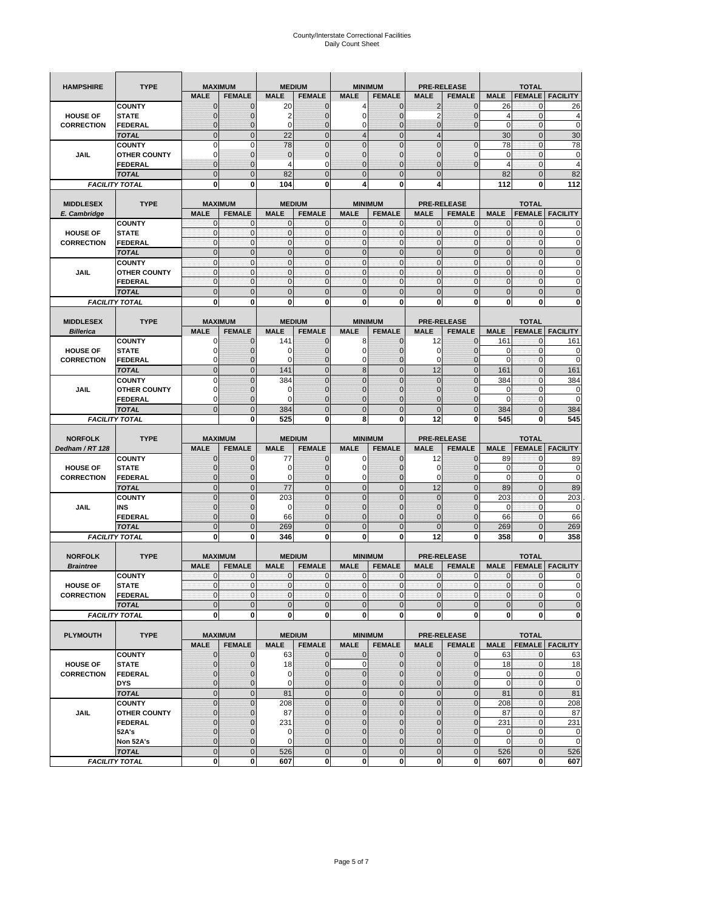# County/Interstate Correctional Facilities
## Daily Count Sheet

| HAMPSHIRE | TYPE | MAXIMUM | | MEDIUM | | MINIMUM | | PRE-RELEASE | | TOTAL | | |
|---|---|---|---|---|---|---|---|---|---|---|---|---|
| | | MALE | FEMALE | MALE | FEMALE | MALE | FEMALE | MALE | FEMALE | MALE | FEMALE | FACILITY |
| | COUNTY | 0 | 0 | 20 | 0 | 4 | 0 | 2 | 0 | 26 | 0 | 26 |
| HOUSE OF | STATE | 0 | 0 | 2 | 0 | 0 | 0 | 2 | 0 | 4 | 0 | 4 |
| CORRECTION | FEDERAL | 0 | 0 | 0 | 0 | 0 | 0 | 0 | 0 | 0 | 0 | 0 |
| | TOTAL | 0 | 0 | 22 | 0 | 4 | 0 | 4 | | 30 | 0 | 30 |
| | COUNTY | 0 | 0 | 78 | 0 | 0 | 0 | 0 | 0 | 78 | 0 | 78 |
| JAIL | OTHER COUNTY | 0 | 0 | 0 | 0 | 0 | 0 | 0 | 0 | 0 | 0 | 0 |
| | FEDERAL | 0 | 0 | 4 | 0 | 0 | 0 | 0 | 0 | 4 | 0 | 4 |
| | TOTAL | 0 | 0 | 82 | 0 | 0 | 0 | 0 | | 82 | 0 | 82 |
| FACILITY TOTAL | | 0 | 0 | 104 | 0 | 4 | 0 | 4 | | 112 | 0 | 112 |

| MIDDLESEX E. Cambridge | TYPE | MAXIMUM | | MEDIUM | | MINIMUM | | PRE-RELEASE | | TOTAL | | |
|---|---|---|---|---|---|---|---|---|---|---|---|---|
| | | MALE | FEMALE | MALE | FEMALE | MALE | FEMALE | MALE | FEMALE | MALE | FEMALE | FACILITY |
| | COUNTY | 0 | 0 | 0 | 0 | 0 | 0 | 0 | 0 | 0 | 0 | 0 |
| HOUSE OF | STATE | 0 | 0 | 0 | 0 | 0 | 0 | 0 | 0 | 0 | 0 | 0 |
| CORRECTION | FEDERAL | 0 | 0 | 0 | 0 | 0 | 0 | 0 | 0 | 0 | 0 | 0 |
| | TOTAL | 0 | 0 | 0 | 0 | 0 | 0 | 0 | 0 | 0 | 0 | 0 |
| | COUNTY | 0 | 0 | 0 | 0 | 0 | 0 | 0 | 0 | 0 | 0 | 0 |
| JAIL | OTHER COUNTY | 0 | 0 | 0 | 0 | 0 | 0 | 0 | 0 | 0 | 0 | 0 |
| | FEDERAL | 0 | 0 | 0 | 0 | 0 | 0 | 0 | 0 | 0 | 0 | 0 |
| | TOTAL | 0 | 0 | 0 | 0 | 0 | 0 | 0 | 0 | 0 | 0 | 0 |
| FACILITY TOTAL | | 0 | 0 | 0 | 0 | 0 | 0 | 0 | 0 | 0 | 0 | 0 |

| MIDDLESEX Billerica | TYPE | MAXIMUM | | MEDIUM | | MINIMUM | | PRE-RELEASE | | TOTAL | | |
|---|---|---|---|---|---|---|---|---|---|---|---|---|
| | | MALE | FEMALE | MALE | FEMALE | MALE | FEMALE | MALE | FEMALE | MALE | FEMALE | FACILITY |
| | COUNTY | 0 | 0 | 141 | 0 | 8 | 0 | 12 | 0 | 161 | 0 | 161 |
| HOUSE OF | STATE | 0 | 0 | 0 | 0 | 0 | 0 | 0 | 0 | 0 | 0 | 0 |
| CORRECTION | FEDERAL | 0 | 0 | 0 | 0 | 0 | 0 | 0 | 0 | 0 | 0 | 0 |
| | TOTAL | 0 | 0 | 141 | 0 | 8 | 0 | 12 | 0 | 161 | 0 | 161 |
| | COUNTY | 0 | 0 | 384 | 0 | 0 | 0 | 0 | 0 | 384 | 0 | 384 |
| JAIL | OTHER COUNTY | 0 | 0 | 0 | 0 | 0 | 0 | 0 | 0 | 0 | 0 | 0 |
| | FEDERAL | 0 | 0 | 0 | 0 | 0 | 0 | 0 | 0 | 0 | 0 | 0 |
| | TOTAL | 0 | 0 | 384 | 0 | 0 | 0 | 0 | 0 | 384 | 0 | 384 |
| FACILITY TOTAL | | | 0 | 525 | 0 | 8 | 0 | 12 | 0 | 545 | 0 | 545 |

| NORFOLK Dedham / RT 128 | TYPE | MAXIMUM | | MEDIUM | | MINIMUM | | PRE-RELEASE | | TOTAL | | |
|---|---|---|---|---|---|---|---|---|---|---|---|---|
| | | MALE | FEMALE | MALE | FEMALE | MALE | FEMALE | MALE | FEMALE | MALE | FEMALE | FACILITY |
| | COUNTY | 0 | 0 | 77 | 0 | 0 | 0 | 12 | 0 | 89 | 0 | 89 |
| HOUSE OF | STATE | 0 | 0 | 0 | 0 | 0 | 0 | 0 | 0 | 0 | 0 | 0 |
| CORRECTION | FEDERAL | 0 | 0 | 0 | 0 | 0 | 0 | 0 | 0 | 0 | 0 | 0 |
| | TOTAL | 0 | 0 | 77 | 0 | 0 | 0 | 12 | 0 | 89 | 0 | 89 |
| | COUNTY | 0 | 0 | 203 | 0 | 0 | 0 | 0 | 0 | 203 | 0 | 203 |
| JAIL | INS | 0 | 0 | 0 | 0 | 0 | 0 | 0 | 0 | 0 | 0 | 0 |
| | FEDERAL | 0 | 0 | 66 | 0 | 0 | 0 | 0 | 0 | 66 | 0 | 66 |
| | TOTAL | 0 | 0 | 269 | 0 | 0 | 0 | 0 | 0 | 269 | 0 | 269 |
| FACILITY TOTAL | | 0 | 0 | 346 | 0 | 0 | 0 | 12 | 0 | 358 | 0 | 358 |

| NORFOLK Braintree | TYPE | MAXIMUM | | MEDIUM | | MINIMUM | | PRE-RELEASE | | TOTAL | | |
|---|---|---|---|---|---|---|---|---|---|---|---|---|
| | | MALE | FEMALE | MALE | FEMALE | MALE | FEMALE | MALE | FEMALE | MALE | FEMALE | FACILITY |
| | COUNTY | 0 | 0 | 0 | 0 | 0 | 0 | 0 | 0 | 0 | 0 | 0 |
| HOUSE OF | STATE | 0 | 0 | 0 | 0 | 0 | 0 | 0 | 0 | 0 | 0 | 0 |
| CORRECTION | FEDERAL | 0 | 0 | 0 | 0 | 0 | 0 | 0 | 0 | 0 | 0 | 0 |
| | TOTAL | 0 | 0 | 0 | 0 | 0 | 0 | 0 | 0 | 0 | 0 | 0 |
| FACILITY TOTAL | | 0 | 0 | 0 | 0 | 0 | 0 | 0 | 0 | 0 | 0 | 0 |

| PLYMOUTH | TYPE | MAXIMUM | | MEDIUM | | MINIMUM | | PRE-RELEASE | | TOTAL | | |
|---|---|---|---|---|---|---|---|---|---|---|---|---|
| | | MALE | FEMALE | MALE | FEMALE | MALE | FEMALE | MALE | FEMALE | MALE | FEMALE | FACILITY |
| | COUNTY | 0 | 0 | 63 | 0 | 0 | 0 | 0 | 0 | 63 | 0 | 63 |
| HOUSE OF | STATE | 0 | 0 | 18 | 0 | 0 | 0 | 0 | 0 | 18 | 0 | 18 |
| CORRECTION | FEDERAL | 0 | 0 | 0 | 0 | 0 | 0 | 0 | 0 | 0 | 0 | 0 |
| | DYS | 0 | 0 | 0 | 0 | 0 | 0 | 0 | 0 | 0 | 0 | 0 |
| | TOTAL | 0 | 0 | 81 | 0 | 0 | 0 | 0 | 0 | 81 | 0 | 81 |
| | COUNTY | 0 | 0 | 208 | 0 | 0 | 0 | 0 | 0 | 208 | 0 | 208 |
| JAIL | OTHER COUNTY | 0 | 0 | 87 | 0 | 0 | 0 | 0 | 0 | 87 | 0 | 87 |
| | FEDERAL | 0 | 0 | 231 | 0 | 0 | 0 | 0 | 0 | 231 | 0 | 231 |
| | 52A's | 0 | 0 | 0 | 0 | 0 | 0 | 0 | 0 | 0 | 0 | 0 |
| | Non 52A's | 0 | 0 | 0 | 0 | 0 | 0 | 0 | 0 | 0 | 0 | 0 |
| | TOTAL | 0 | 0 | 526 | 0 | 0 | 0 | 0 | 0 | 526 | 0 | 526 |
| FACILITY TOTAL | | 0 | 0 | 607 | 0 | 0 | 0 | 0 | 0 | 607 | 0 | 607 |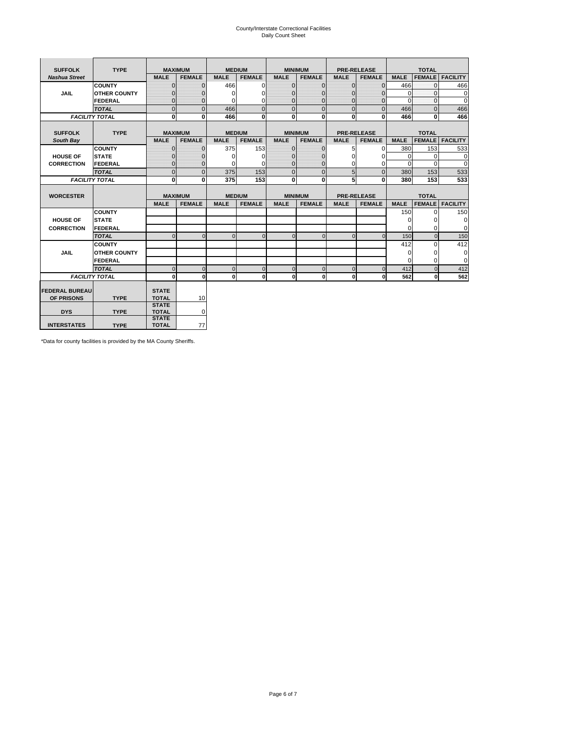County/Interstate Correctional Facilities
Daily Count Sheet

| SUFFOLK | TYPE | MAXIMUM | | MEDIUM | | MINIMUM | | PRE-RELEASE | | TOTAL | | |
|---|---|---|---|---|---|---|---|---|---|---|---|---|
| *Nashua Street* | | MALE | FEMALE | MALE | FEMALE | MALE | FEMALE | MALE | FEMALE | MALE | FEMALE | FACILITY |
| JAIL | COUNTY | 0 | 0 | 466 | 0 | 0 | 0 | 0 | 0 | 466 | 0 | 466 |
| | OTHER COUNTY | 0 | 0 | 0 | 0 | 0 | 0 | 0 | 0 | 0 | 0 | 0 |
| | FEDERAL | 0 | 0 | 0 | 0 | 0 | 0 | 0 | 0 | 0 | 0 | 0 |
| | *TOTAL* | 0 | 0 | 466 | 0 | 0 | 0 | 0 | 0 | 466 | 0 | 466 |
| *FACILITY TOTAL* | | 0 | 0 | 466 | 0 | 0 | 0 | 0 | 0 | 466 | 0 | 466 |

| SUFFOLK | TYPE | MAXIMUM | | MEDIUM | | MINIMUM | | PRE-RELEASE | | TOTAL | | |
|---|---|---|---|---|---|---|---|---|---|---|---|---|
| *South Bay* | | MALE | FEMALE | MALE | FEMALE | MALE | FEMALE | MALE | FEMALE | MALE | FEMALE | FACILITY |
| HOUSE OF CORRECTION | COUNTY | 0 | 0 | 375 | 153 | 0 | 0 | 5 | 0 | 380 | 153 | 533 |
| | STATE | 0 | 0 | 0 | 0 | 0 | 0 | 0 | 0 | 0 | 0 | 0 |
| | FEDERAL | 0 | 0 | 0 | 0 | 0 | 0 | 0 | 0 | 0 | 0 | 0 |
| | *TOTAL* | 0 | 0 | 375 | 153 | 0 | 0 | 5 | 0 | 380 | 153 | 533 |
| *FACILITY TOTAL* | | 0 | 0 | 375 | 153 | 0 | 0 | 5 | 0 | 380 | 153 | 533 |

| WORCESTER | | MAXIMUM | | MEDIUM | | MINIMUM | | PRE-RELEASE | | TOTAL | | |
|---|---|---|---|---|---|---|---|---|---|---|---|---|
| | | MALE | FEMALE | MALE | FEMALE | MALE | FEMALE | MALE | FEMALE | MALE | FEMALE | FACILITY |
| HOUSE OF CORRECTION | COUNTY | | | | | | | | | 150 | 0 | 150 |
| | STATE | | | | | | | | | 0 | 0 | 0 |
| | FEDERAL | | | | | | | | | 0 | 0 | 0 |
| | *TOTAL* | 0 | 0 | 0 | 0 | 0 | 0 | 0 | 0 | 150 | 0 | 150 |
| JAIL | COUNTY | | | | | | | | | 412 | 0 | 412 |
| | OTHER COUNTY | | | | | | | | | 0 | 0 | 0 |
| | FEDERAL | | | | | | | | | 0 | 0 | 0 |
| | *TOTAL* | 0 | 0 | 0 | 0 | 0 | 0 | 0 | 0 | 412 | 0 | 412 |
| *FACILITY TOTAL* | | 0 | 0 | 0 | 0 | 0 | 0 | 0 | 0 | 562 | 0 | 562 |

| | | | |
|---|---|---|---|
| FEDERAL BUREAU OF PRISONS | TYPE | STATE TOTAL | 10 |
| DYS | TYPE | STATE TOTAL | 0 |
| INTERSTATES | TYPE | STATE TOTAL | 77 |

*Data for county facilities is provided by the MA County Sheriffs.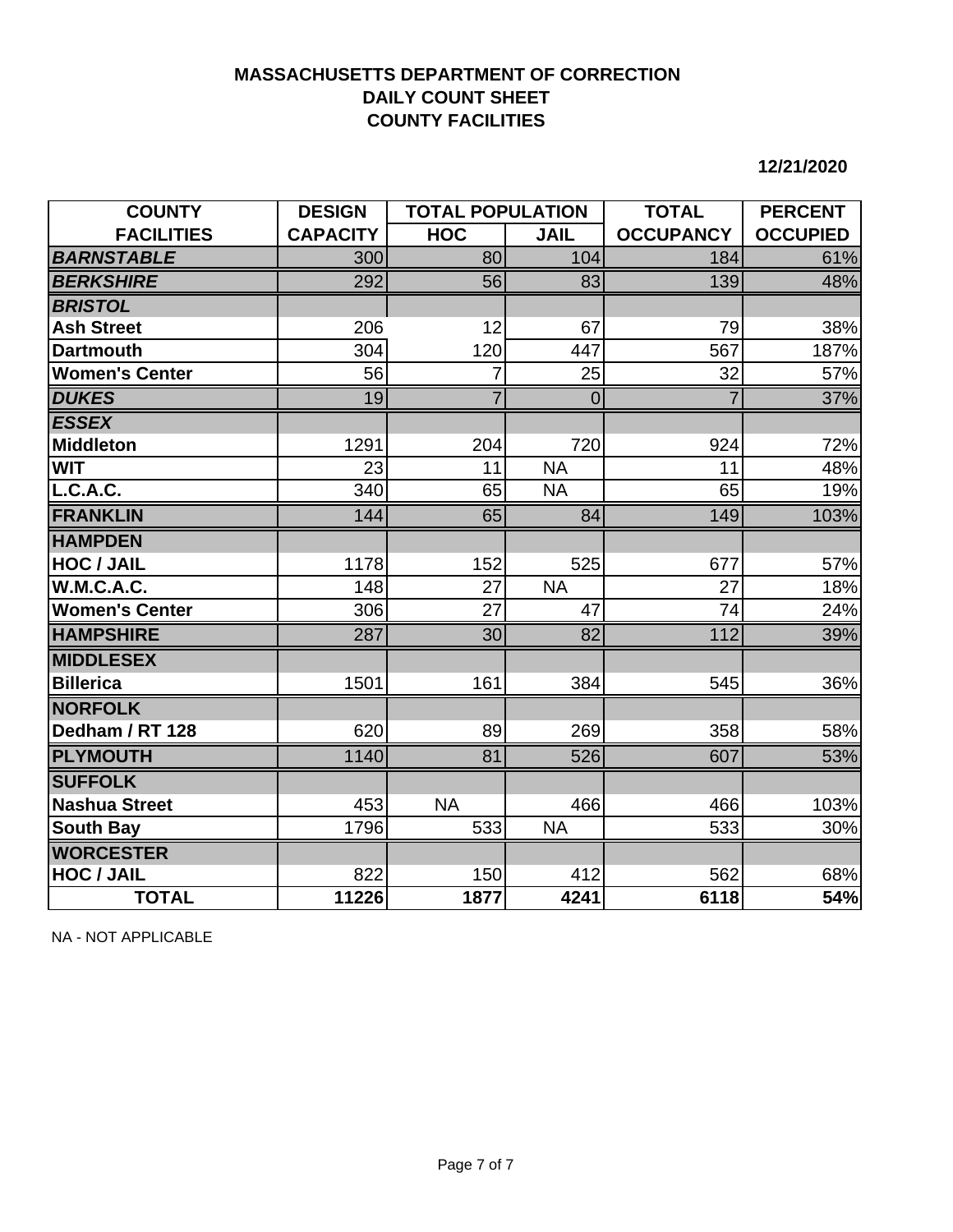**MASSACHUSETTS DEPARTMENT OF CORRECTION**
**DAILY COUNT SHEET**
**COUNTY FACILITIES**

**12/21/2020**

| COUNTY FACILITIES | DESIGN CAPACITY | TOTAL POPULATION HOC | TOTAL POPULATION JAIL | TOTAL OCCUPANCY | PERCENT OCCUPIED |
|---|---|---|---|---|---|
| ***BARNSTABLE*** | 300 | 80 | 104 | 184 | 61% |
| ***BERKSHIRE*** | 292 | 56 | 83 | 139 | 48% |
| ***BRISTOL*** | | | | | |
| **Ash Street** | 206 | 12 | 67 | 79 | 38% |
| **Dartmouth** | 304 | 120 | 447 | 567 | 187% |
| **Women's Center** | 56 | 7 | 25 | 32 | 57% |
| ***DUKES*** | 19 | 7 | 0 | 7 | 37% |
| ***ESSEX*** | | | | | |
| **Middleton** | 1291 | 204 | 720 | 924 | 72% |
| **WIT** | 23 | 11 | NA | 11 | 48% |
| **L.C.A.C.** | 340 | 65 | NA | 65 | 19% |
| **FRANKLIN** | 144 | 65 | 84 | 149 | 103% |
| **HAMPDEN** | | | | | |
| **HOC / JAIL** | 1178 | 152 | 525 | 677 | 57% |
| **W.M.C.A.C.** | 148 | 27 | NA | 27 | 18% |
| **Women's Center** | 306 | 27 | 47 | 74 | 24% |
| **HAMPSHIRE** | 287 | 30 | 82 | 112 | 39% |
| **MIDDLESEX** | | | | | |
| **Billerica** | 1501 | 161 | 384 | 545 | 36% |
| **NORFOLK** | | | | | |
| **Dedham / RT 128** | 620 | 89 | 269 | 358 | 58% |
| **PLYMOUTH** | 1140 | 81 | 526 | 607 | 53% |
| **SUFFOLK** | | | | | |
| **Nashua Street** | 453 | NA | 466 | 466 | 103% |
| **South Bay** | 1796 | 533 | NA | 533 | 30% |
| **WORCESTER** | | | | | |
| **HOC / JAIL** | 822 | 150 | 412 | 562 | 68% |
| **TOTAL** | **11226** | **1877** | **4241** | **6118** | **54%** |

NA - NOT APPLICABLE